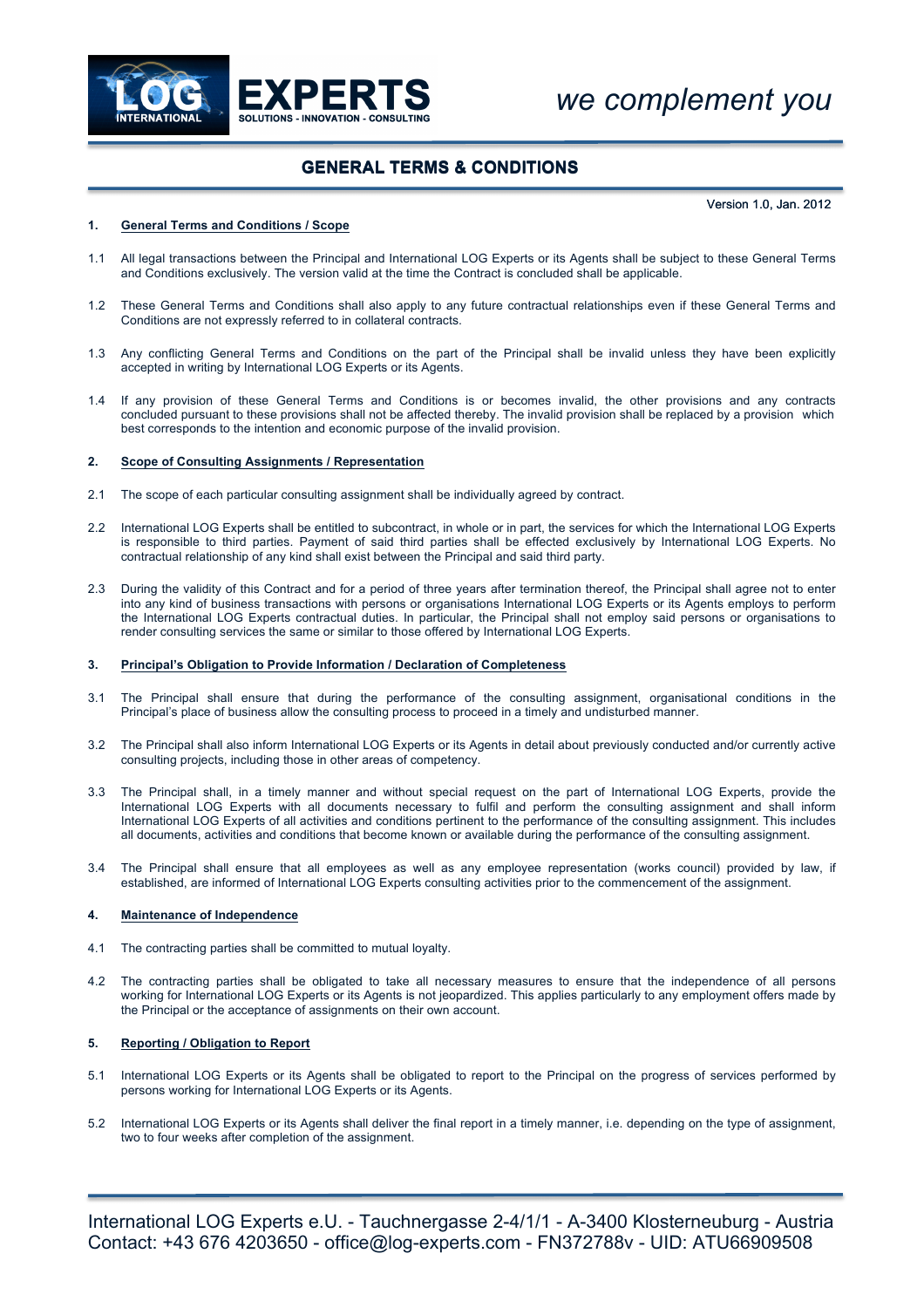# GENERAL TERMS & CONDITIONS

Version 1.0, Jan. 2012

## 1. General Terms and Conditions / Scope

1.1 All legal transactions between the Principal and International LOG Experts or its Agents shall be subject to these General Terms and Conditions exclusively. The version valid at the time the Contract is concluded shall be applicable.

1.2 These General Terms and Conditions shall also apply to any future contractual relationships even if these General Terms and Conditions are not expressly referred to in collateral contracts.

1.3 Any conflicting General Terms and Conditions on the part of the Principal shall be invalid unless they have been explicitly accepted in writing by International LOG Experts or its Agents.

1.4 If any provision of these General Terms and Conditions is or becomes invalid, the other provisions and any contracts concluded pursuant to these provisions shall not be affected thereby. The invalid provision shall be replaced by a provision which best corresponds to the intention and economic purpose of the invalid provision.

## 2. Scope of Consulting Assignments / Representation

2.1 The scope of each particular consulting assignment shall be individually agreed by contract.

2.2 International LOG Experts shall be entitled to subcontract, in whole or in part, the services for which the International LOG Experts is responsible to third parties. Payment of said third parties shall be effected exclusively by International LOG Experts. No contractual relationship of any kind shall exist between the Principal and said third party.

2.3 During the validity of this Contract and for a period of three years after termination thereof, the Principal shall agree not to enter into any kind of business transactions with persons or organisations International LOG Experts or its Agents employs to perform the International LOG Experts contractual duties. In particular, the Principal shall not employ said persons or organisations to render consulting services the same or similar to those offered by International LOG Experts.

## 3. Principal's Obligation to Provide Information / Declaration of Completeness

3.1 The Principal shall ensure that during the performance of the consulting assignment, organisational conditions in the Principal's place of business allow the consulting process to proceed in a timely and undisturbed manner.

3.2 The Principal shall also inform International LOG Experts or its Agents in detail about previously conducted and/or currently active consulting projects, including those in other areas of competency.

3.3 The Principal shall, in a timely manner and without special request on the part of International LOG Experts, provide the International LOG Experts with all documents necessary to fulfil and perform the consulting assignment and shall inform International LOG Experts of all activities and conditions pertinent to the performance of the consulting assignment. This includes all documents, activities and conditions that become known or available during the performance of the consulting assignment.

3.4 The Principal shall ensure that all employees as well as any employee representation (works council) provided by law, if established, are informed of International LOG Experts consulting activities prior to the commencement of the assignment.

## 4. Maintenance of Independence

4.1 The contracting parties shall be committed to mutual loyalty.

4.2 The contracting parties shall be obligated to take all necessary measures to ensure that the independence of all persons working for International LOG Experts or its Agents is not jeopardized. This applies particularly to any employment offers made by the Principal or the acceptance of assignments on their own account.

## 5. Reporting / Obligation to Report

5.1 International LOG Experts or its Agents shall be obligated to report to the Principal on the progress of services performed by persons working for International LOG Experts or its Agents.

5.2 International LOG Experts or its Agents shall deliver the final report in a timely manner, i.e. depending on the type of assignment, two to four weeks after completion of the assignment.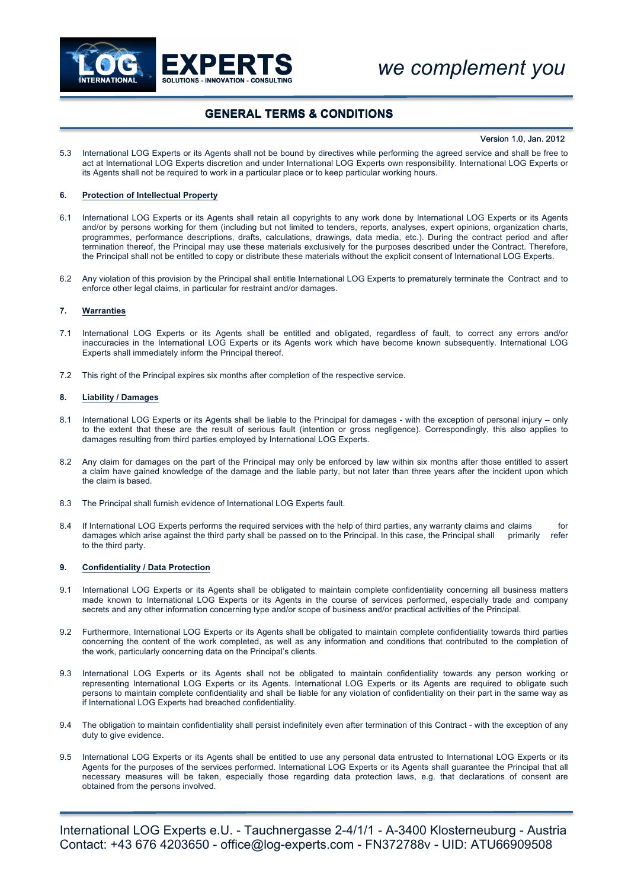5.3 International LOG Experts or its Agents shall not be bound by directives while performing the agreed service and shall be free to act at International LOG Experts discretion and under International LOG Experts own responsibility. International LOG Experts or its Agents shall not be required to work in a particular place or to keep particular working hours.

## 6. Protection of Intellectual Property

6.1 International LOG Experts or its Agents shall retain all copyrights to any work done by International LOG Experts or its Agents and/or by persons working for them (including but not limited to tenders, reports, analyses, expert opinions, organization charts, programmes, performance descriptions, drafts, calculations, drawings, data media, etc.). During the contract period and after termination thereof, the Principal may use these materials exclusively for the purposes described under the Contract. Therefore, the Principal shall not be entitled to copy or distribute these materials without the explicit consent of International LOG Experts.

6.2 Any violation of this provision by the Principal shall entitle International LOG Experts to prematurely terminate the Contract and to enforce other legal claims, in particular for restraint and/or damages.

## 7. Warranties

7.1 International LOG Experts or its Agents shall be entitled and obligated, regardless of fault, to correct any errors and/or inaccuracies in the International LOG Experts or its Agents work which have become known subsequently. International LOG Experts shall immediately inform the Principal thereof.

7.2 This right of the Principal expires six months after completion of the respective service.

## 8. Liability / Damages

8.1 International LOG Experts or its Agents shall be liable to the Principal for damages - with the exception of personal injury – only to the extent that these are the result of serious fault (intention or gross negligence). Correspondingly, this also applies to damages resulting from third parties employed by International LOG Experts.

8.2 Any claim for damages on the part of the Principal may only be enforced by law within six months after those entitled to assert a claim have gained knowledge of the damage and the liable party, but not later than three years after the incident upon which the claim is based.

8.3 The Principal shall furnish evidence of International LOG Experts fault.

8.4 If International LOG Experts performs the required services with the help of third parties, any warranty claims and claims for damages which arise against the third party shall be passed on to the Principal. In this case, the Principal shall primarily refer to the third party.

## 9. Confidentiality / Data Protection

9.1 International LOG Experts or its Agents shall be obligated to maintain complete confidentiality concerning all business matters made known to International LOG Experts or its Agents in the course of services performed, especially trade and company secrets and any other information concerning type and/or scope of business and/or practical activities of the Principal.

9.2 Furthermore, International LOG Experts or its Agents shall be obligated to maintain complete confidentiality towards third parties concerning the content of the work completed, as well as any information and conditions that contributed to the completion of the work, particularly concerning data on the Principal's clients.

9.3 International LOG Experts or its Agents shall not be obligated to maintain confidentiality towards any person working or representing International LOG Experts or its Agents. International LOG Experts or its Agents are required to obligate such persons to maintain complete confidentiality and shall be liable for any violation of confidentiality on their part in the same way as if International LOG Experts had breached confidentiality.

9.4 The obligation to maintain confidentiality shall persist indefinitely even after termination of this Contract - with the exception of any duty to give evidence.

9.5 International LOG Experts or its Agents shall be entitled to use any personal data entrusted to International LOG Experts or its Agents for the purposes of the services performed. International LOG Experts or its Agents shall guarantee the Principal that all necessary measures will be taken, especially those regarding data protection laws, e.g. that declarations of consent are obtained from the persons involved.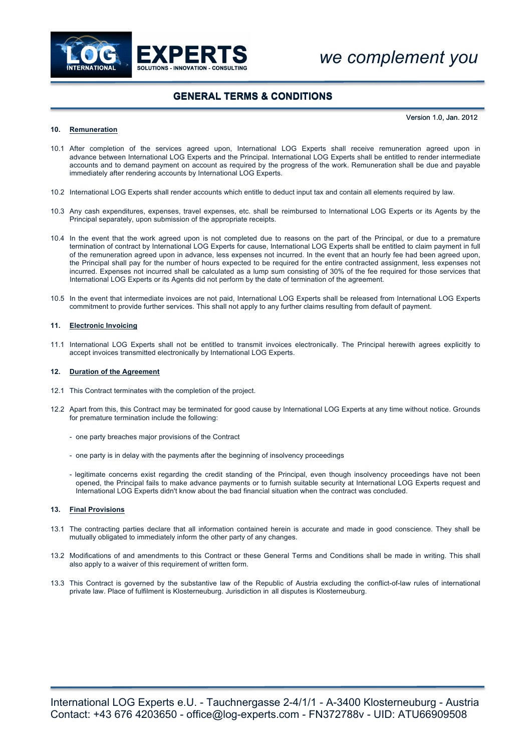## GENERAL TERMS & CONDITIONS

Version 1.0, Jan. 2012

### 10. Remuneration

10.1 After completion of the services agreed upon, International LOG Experts shall receive remuneration agreed upon in advance between International LOG Experts and the Principal. International LOG Experts shall be entitled to render intermediate accounts and to demand payment on account as required by the progress of the work. Remuneration shall be due and payable immediately after rendering accounts by International LOG Experts.

10.2 International LOG Experts shall render accounts which entitle to deduct input tax and contain all elements required by law.

10.3 Any cash expenditures, expenses, travel expenses, etc. shall be reimbursed to International LOG Experts or its Agents by the Principal separately, upon submission of the appropriate receipts.

10.4 In the event that the work agreed upon is not completed due to reasons on the part of the Principal, or due to a premature termination of contract by International LOG Experts for cause, International LOG Experts shall be entitled to claim payment in full of the remuneration agreed upon in advance, less expenses not incurred. In the event that an hourly fee had been agreed upon, the Principal shall pay for the number of hours expected to be required for the entire contracted assignment, less expenses not incurred. Expenses not incurred shall be calculated as a lump sum consisting of 30% of the fee required for those services that International LOG Experts or its Agents did not perform by the date of termination of the agreement.

10.5 In the event that intermediate invoices are not paid, International LOG Experts shall be released from International LOG Experts commitment to provide further services. This shall not apply to any further claims resulting from default of payment.

### 11. Electronic Invoicing

11.1 International LOG Experts shall not be entitled to transmit invoices electronically. The Principal herewith agrees explicitly to accept invoices transmitted electronically by International LOG Experts.

### 12. Duration of the Agreement

12.1 This Contract terminates with the completion of the project.

12.2 Apart from this, this Contract may be terminated for good cause by International LOG Experts at any time without notice. Grounds for premature termination include the following:

- one party breaches major provisions of the Contract
- one party is in delay with the payments after the beginning of insolvency proceedings
- legitimate concerns exist regarding the credit standing of the Principal, even though insolvency proceedings have not been opened, the Principal fails to make advance payments or to furnish suitable security at International LOG Experts request and International LOG Experts didn't know about the bad financial situation when the contract was concluded.

### 13. Final Provisions

13.1 The contracting parties declare that all information contained herein is accurate and made in good conscience. They shall be mutually obligated to immediately inform the other party of any changes.

13.2 Modifications of and amendments to this Contract or these General Terms and Conditions shall be made in writing. This shall also apply to a waiver of this requirement of written form.

13.3 This Contract is governed by the substantive law of the Republic of Austria excluding the conflict-of-law rules of international private law. Place of fulfilment is Klosterneuburg. Jurisdiction in all disputes is Klosterneuburg.